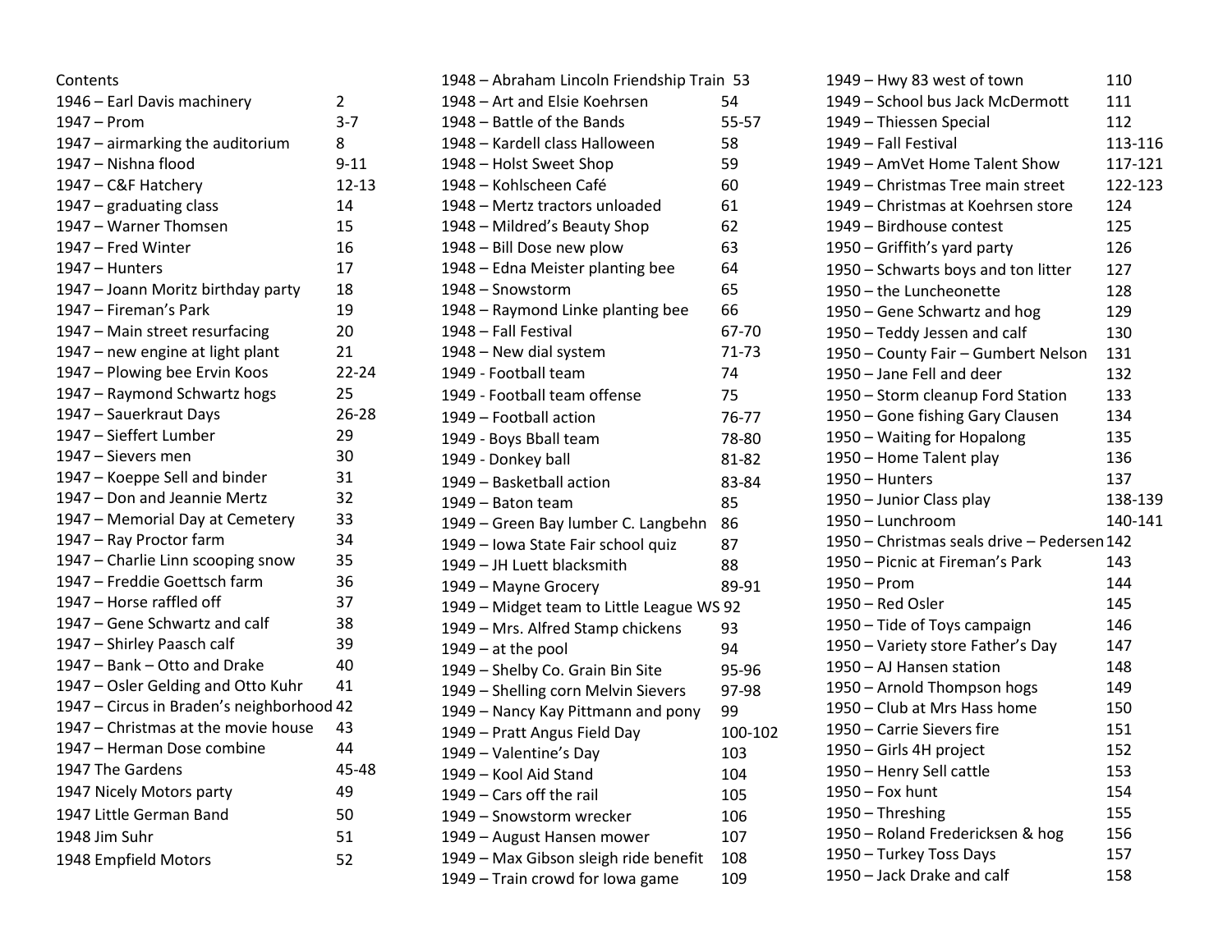Contents

| | |
|---|---|
| 1946 – Earl Davis machinery | 2 |
| 1947 – Prom | 3-7 |
| 1947 – airmarking the auditorium | 8 |
| 1947 – Nishna flood | 9-11 |
| 1947 – C&F Hatchery | 12-13 |
| 1947 – graduating class | 14 |
| 1947 – Warner Thomsen | 15 |
| 1947 – Fred Winter | 16 |
| 1947 – Hunters | 17 |
| 1947 – Joann Moritz birthday party | 18 |
| 1947 – Fireman's Park | 19 |
| 1947 – Main street resurfacing | 20 |
| 1947 – new engine at light plant | 21 |
| 1947 – Plowing bee Ervin Koos | 22-24 |
| 1947 – Raymond Schwartz hogs | 25 |
| 1947 – Sauerkraut Days | 26-28 |
| 1947 – Sieffert Lumber | 29 |
| 1947 – Sievers men | 30 |
| 1947 – Koeppe Sell and binder | 31 |
| 1947 – Don and Jeannie Mertz | 32 |
| 1947 – Memorial Day at Cemetery | 33 |
| 1947 – Ray Proctor farm | 34 |
| 1947 – Charlie Linn scooping snow | 35 |
| 1947 – Freddie Goettsch farm | 36 |
| 1947 – Horse raffled off | 37 |
| 1947 – Gene Schwartz and calf | 38 |
| 1947 – Shirley Paasch calf | 39 |
| 1947 – Bank – Otto and Drake | 40 |
| 1947 – Osler Gelding and Otto Kuhr | 41 |
| 1947 – Circus in Braden's neighborhood | 42 |
| 1947 – Christmas at the movie house | 43 |
| 1947 – Herman Dose combine | 44 |
| 1947 The Gardens | 45-48 |
| 1947 Nicely Motors party | 49 |
| 1947 Little German Band | 50 |
| 1948 Jim Suhr | 51 |
| 1948 Empfield Motors | 52 |
| 1948 – Abraham Lincoln Friendship Train | 53 |
| 1948 – Art and Elsie Koehrsen | 54 |
| 1948 – Battle of the Bands | 55-57 |
| 1948 – Kardell class Halloween | 58 |
| 1948 – Holst Sweet Shop | 59 |
| 1948 – Kohlscheen Café | 60 |
| 1948 – Mertz tractors unloaded | 61 |
| 1948 – Mildred's Beauty Shop | 62 |
| 1948 – Bill Dose new plow | 63 |
| 1948 – Edna Meister planting bee | 64 |
| 1948 – Snowstorm | 65 |
| 1948 – Raymond Linke planting bee | 66 |
| 1948 – Fall Festival | 67-70 |
| 1948 – New dial system | 71-73 |
| 1949 - Football team | 74 |
| 1949 - Football team offense | 75 |
| 1949 – Football action | 76-77 |
| 1949 - Boys Bball team | 78-80 |
| 1949 - Donkey ball | 81-82 |
| 1949 – Basketball action | 83-84 |
| 1949 – Baton team | 85 |
| 1949 – Green Bay lumber C. Langbehn | 86 |
| 1949 – Iowa State Fair school quiz | 87 |
| 1949 – JH Luett blacksmith | 88 |
| 1949 – Mayne Grocery | 89-91 |
| 1949 – Midget team to Little League WS | 92 |
| 1949 – Mrs. Alfred Stamp chickens | 93 |
| 1949 – at the pool | 94 |
| 1949 – Shelby Co. Grain Bin Site | 95-96 |
| 1949 – Shelling corn Melvin Sievers | 97-98 |
| 1949 – Nancy Kay Pittmann and pony | 99 |
| 1949 – Pratt Angus Field Day | 100-102 |
| 1949 – Valentine's Day | 103 |
| 1949 – Kool Aid Stand | 104 |
| 1949 – Cars off the rail | 105 |
| 1949 – Snowstorm wrecker | 106 |
| 1949 – August Hansen mower | 107 |
| 1949 – Max Gibson sleigh ride benefit | 108 |
| 1949 – Train crowd for Iowa game | 109 |
| 1949 – Hwy 83 west of town | 110 |
| 1949 – School bus Jack McDermott | 111 |
| 1949 – Thiessen Special | 112 |
| 1949 – Fall Festival | 113-116 |
| 1949 – AmVet Home Talent Show | 117-121 |
| 1949 – Christmas Tree main street | 122-123 |
| 1949 – Christmas at Koehrsen store | 124 |
| 1949 – Birdhouse contest | 125 |
| 1950 – Griffith's yard party | 126 |
| 1950 – Schwarts boys and ton litter | 127 |
| 1950 – the Luncheonette | 128 |
| 1950 – Gene Schwartz and hog | 129 |
| 1950 – Teddy Jessen and calf | 130 |
| 1950 – County Fair – Gumbert Nelson | 131 |
| 1950 – Jane Fell and deer | 132 |
| 1950 – Storm cleanup Ford Station | 133 |
| 1950 – Gone fishing Gary Clausen | 134 |
| 1950 – Waiting for Hopalong | 135 |
| 1950 – Home Talent play | 136 |
| 1950 – Hunters | 137 |
| 1950 – Junior Class play | 138-139 |
| 1950 – Lunchroom | 140-141 |
| 1950 – Christmas seals drive – Pedersen | 142 |
| 1950 – Picnic at Fireman's Park | 143 |
| 1950 – Prom | 144 |
| 1950 – Red Osler | 145 |
| 1950 – Tide of Toys campaign | 146 |
| 1950 – Variety store Father's Day | 147 |
| 1950 – AJ Hansen station | 148 |
| 1950 – Arnold Thompson hogs | 149 |
| 1950 – Club at Mrs Hass home | 150 |
| 1950 – Carrie Sievers fire | 151 |
| 1950 – Girls 4H project | 152 |
| 1950 – Henry Sell cattle | 153 |
| 1950 – Fox hunt | 154 |
| 1950 – Threshing | 155 |
| 1950 – Roland Fredericksen & hog | 156 |
| 1950 – Turkey Toss Days | 157 |
| 1950 – Jack Drake and calf | 158 |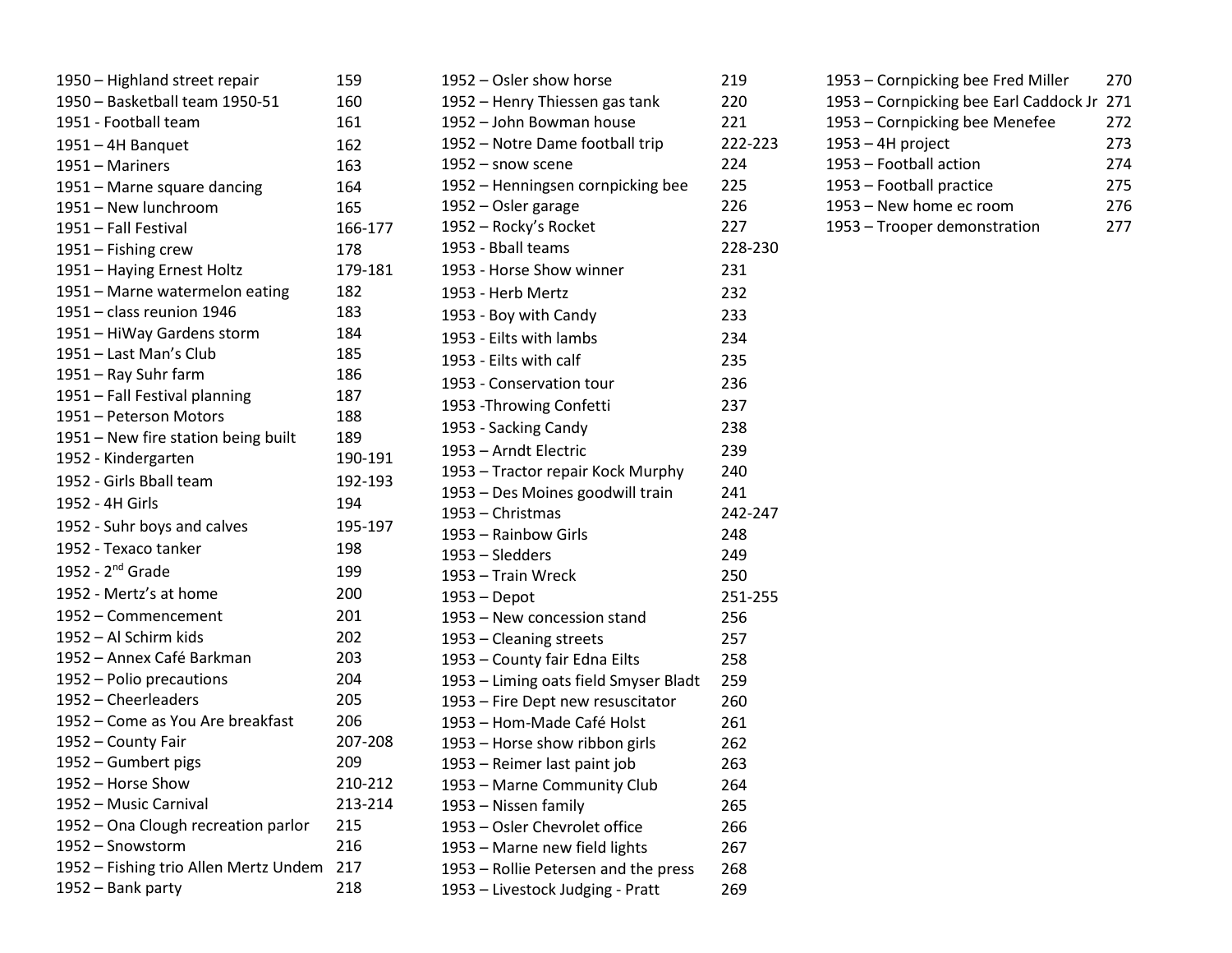| | |
|---|---|
| 1950 – Highland street repair | 159 |
| 1950 – Basketball team 1950-51 | 160 |
| 1951 - Football team | 161 |
| 1951 – 4H Banquet | 162 |
| 1951 – Mariners | 163 |
| 1951 – Marne square dancing | 164 |
| 1951 – New lunchroom | 165 |
| 1951 – Fall Festival | 166-177 |
| 1951 – Fishing crew | 178 |
| 1951 – Haying Ernest Holtz | 179-181 |
| 1951 – Marne watermelon eating | 182 |
| 1951 – class reunion 1946 | 183 |
| 1951 – HiWay Gardens storm | 184 |
| 1951 – Last Man's Club | 185 |
| 1951 – Ray Suhr farm | 186 |
| 1951 – Fall Festival planning | 187 |
| 1951 – Peterson Motors | 188 |
| 1951 – New fire station being built | 189 |
| 1952 - Kindergarten | 190-191 |
| 1952 - Girls Bball team | 192-193 |
| 1952 - 4H Girls | 194 |
| 1952 - Suhr boys and calves | 195-197 |
| 1952 - Texaco tanker | 198 |
| 1952 - 2nd Grade | 199 |
| 1952 - Mertz's at home | 200 |
| 1952 – Commencement | 201 |
| 1952 – Al Schirm kids | 202 |
| 1952 – Annex Café Barkman | 203 |
| 1952 – Polio precautions | 204 |
| 1952 – Cheerleaders | 205 |
| 1952 – Come as You Are breakfast | 206 |
| 1952 – County Fair | 207-208 |
| 1952 – Gumbert pigs | 209 |
| 1952 – Horse Show | 210-212 |
| 1952 – Music Carnival | 213-214 |
| 1952 – Ona Clough recreation parlor | 215 |
| 1952 – Snowstorm | 216 |
| 1952 – Fishing trio Allen Mertz Undem | 217 |
| 1952 – Bank party | 218 |
| 1952 – Osler show horse | 219 |
| 1952 – Henry Thiessen gas tank | 220 |
| 1952 – John Bowman house | 221 |
| 1952 – Notre Dame football trip | 222-223 |
| 1952 – snow scene | 224 |
| 1952 – Henningsen cornpicking bee | 225 |
| 1952 – Osler garage | 226 |
| 1952 – Rocky's Rocket | 227 |
| 1953 - Bball teams | 228-230 |
| 1953 - Horse Show winner | 231 |
| 1953 - Herb Mertz | 232 |
| 1953 - Boy with Candy | 233 |
| 1953 - Eilts with lambs | 234 |
| 1953 - Eilts with calf | 235 |
| 1953 - Conservation tour | 236 |
| 1953 -Throwing Confetti | 237 |
| 1953 - Sacking Candy | 238 |
| 1953 – Arndt Electric | 239 |
| 1953 – Tractor repair Kock Murphy | 240 |
| 1953 – Des Moines goodwill train | 241 |
| 1953 – Christmas | 242-247 |
| 1953 – Rainbow Girls | 248 |
| 1953 – Sledders | 249 |
| 1953 – Train Wreck | 250 |
| 1953 – Depot | 251-255 |
| 1953 – New concession stand | 256 |
| 1953 – Cleaning streets | 257 |
| 1953 – County fair Edna Eilts | 258 |
| 1953 – Liming oats field Smyser Bladt | 259 |
| 1953 – Fire Dept new resuscitator | 260 |
| 1953 – Hom-Made Café Holst | 261 |
| 1953 – Horse show ribbon girls | 262 |
| 1953 – Reimer last paint job | 263 |
| 1953 – Marne Community Club | 264 |
| 1953 – Nissen family | 265 |
| 1953 – Osler Chevrolet office | 266 |
| 1953 – Marne new field lights | 267 |
| 1953 – Rollie Petersen and the press | 268 |
| 1953 – Livestock Judging - Pratt | 269 |
| 1953 – Cornpicking bee Fred Miller | 270 |
| 1953 – Cornpicking bee Earl Caddock Jr | 271 |
| 1953 – Cornpicking bee Menefee | 272 |
| 1953 – 4H project | 273 |
| 1953 – Football action | 274 |
| 1953 – Football practice | 275 |
| 1953 – New home ec room | 276 |
| 1953 – Trooper demonstration | 277 |